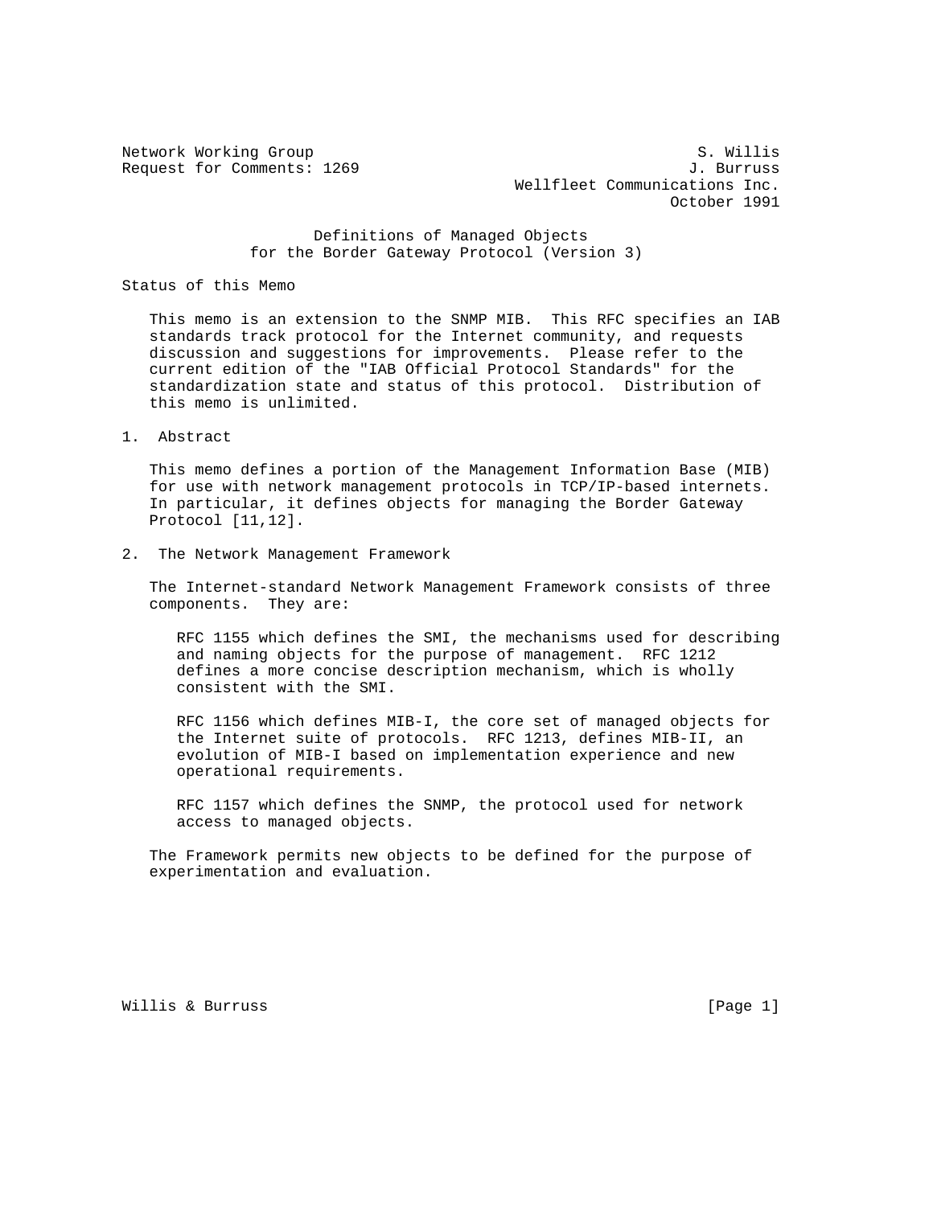Network Working Group                                          S. Willis
Request for Comments: 1269                                    J. Burruss
                                            Wellfleet Communications Inc.
                                                            October 1991

# Definitions of Managed Objects for the Border Gateway Protocol (Version 3)

## Status of this Memo

This memo is an extension to the SNMP MIB. This RFC specifies an IAB standards track protocol for the Internet community, and requests discussion and suggestions for improvements. Please refer to the current edition of the "IAB Official Protocol Standards" for the standardization state and status of this protocol. Distribution of this memo is unlimited.

## 1. Abstract

This memo defines a portion of the Management Information Base (MIB) for use with network management protocols in TCP/IP-based internets. In particular, it defines objects for managing the Border Gateway Protocol [11,12].

## 2. The Network Management Framework

The Internet-standard Network Management Framework consists of three components. They are:

> RFC 1155 which defines the SMI, the mechanisms used for describing and naming objects for the purpose of management. RFC 1212 defines a more concise description mechanism, which is wholly consistent with the SMI.
>
> RFC 1156 which defines MIB-I, the core set of managed objects for the Internet suite of protocols. RFC 1213, defines MIB-II, an evolution of MIB-I based on implementation experience and new operational requirements.
>
> RFC 1157 which defines the SNMP, the protocol used for network access to managed objects.

The Framework permits new objects to be defined for the purpose of experimentation and evaluation.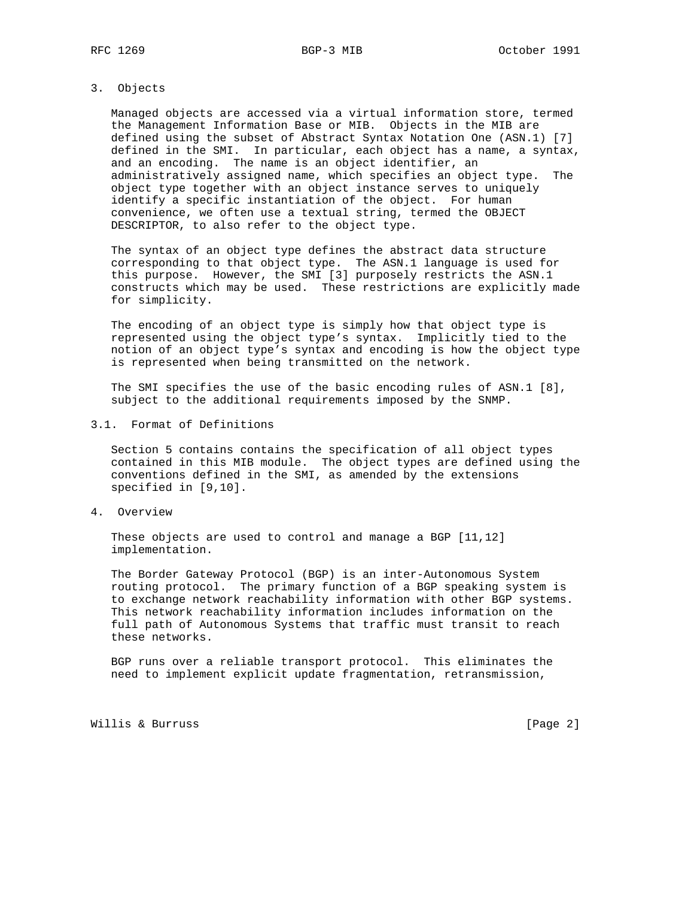## 3. Objects

Managed objects are accessed via a virtual information store, termed the Management Information Base or MIB. Objects in the MIB are defined using the subset of Abstract Syntax Notation One (ASN.1) [7] defined in the SMI. In particular, each object has a name, a syntax, and an encoding. The name is an object identifier, an administratively assigned name, which specifies an object type. The object type together with an object instance serves to uniquely identify a specific instantiation of the object. For human convenience, we often use a textual string, termed the OBJECT DESCRIPTOR, to also refer to the object type.

The syntax of an object type defines the abstract data structure corresponding to that object type. The ASN.1 language is used for this purpose. However, the SMI [3] purposely restricts the ASN.1 constructs which may be used. These restrictions are explicitly made for simplicity.

The encoding of an object type is simply how that object type is represented using the object type's syntax. Implicitly tied to the notion of an object type's syntax and encoding is how the object type is represented when being transmitted on the network.

The SMI specifies the use of the basic encoding rules of ASN.1 [8], subject to the additional requirements imposed by the SNMP.

### 3.1. Format of Definitions

Section 5 contains contains the specification of all object types contained in this MIB module. The object types are defined using the conventions defined in the SMI, as amended by the extensions specified in [9,10].

## 4. Overview

These objects are used to control and manage a BGP [11,12] implementation.

The Border Gateway Protocol (BGP) is an inter-Autonomous System routing protocol. The primary function of a BGP speaking system is to exchange network reachability information with other BGP systems. This network reachability information includes information on the full path of Autonomous Systems that traffic must transit to reach these networks.

BGP runs over a reliable transport protocol. This eliminates the need to implement explicit update fragmentation, retransmission,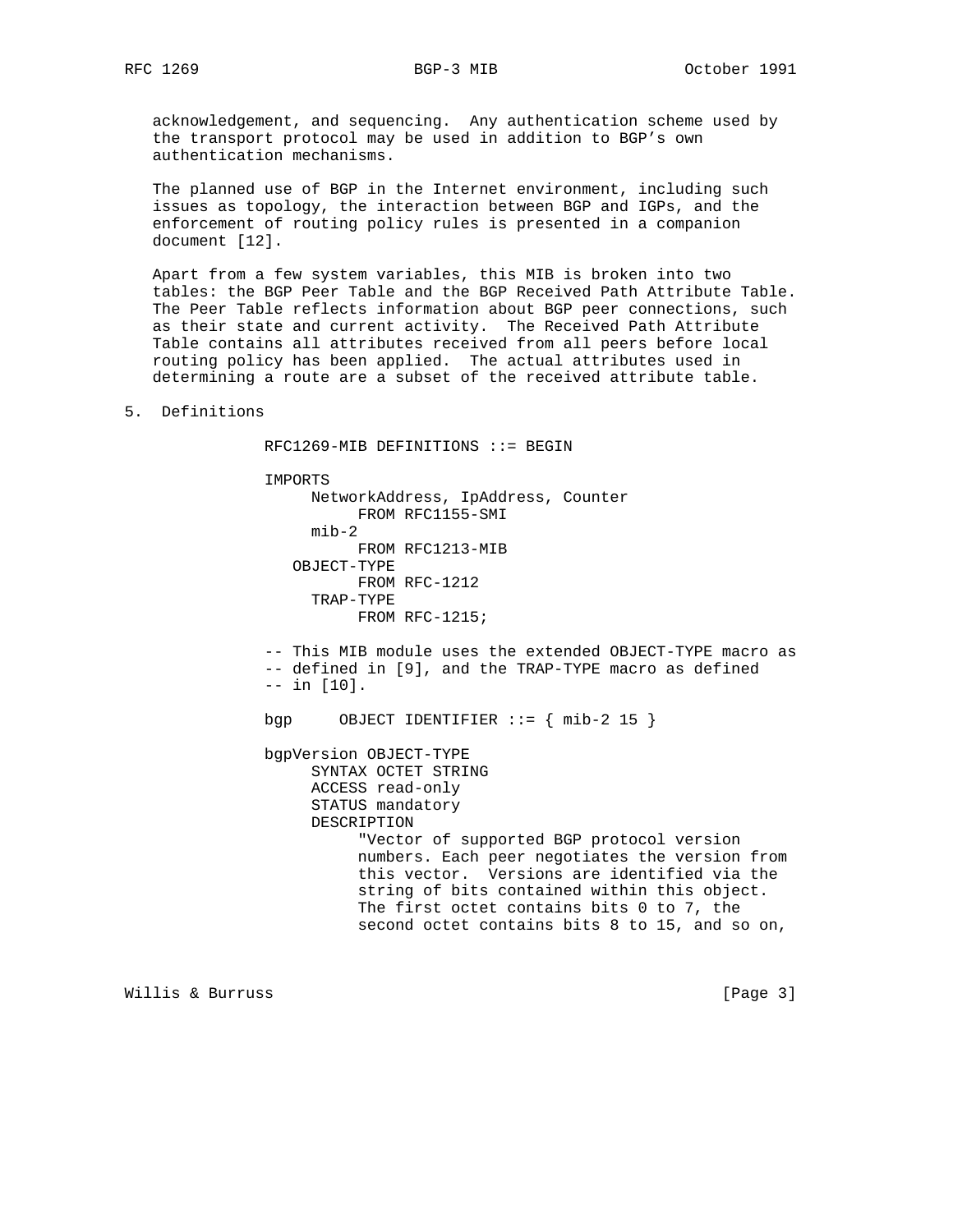acknowledgement, and sequencing. Any authentication scheme used by the transport protocol may be used in addition to BGP's own authentication mechanisms.

The planned use of BGP in the Internet environment, including such issues as topology, the interaction between BGP and IGPs, and the enforcement of routing policy rules is presented in a companion document [12].

Apart from a few system variables, this MIB is broken into two tables: the BGP Peer Table and the BGP Received Path Attribute Table. The Peer Table reflects information about BGP peer connections, such as their state and current activity. The Received Path Attribute Table contains all attributes received from all peers before local routing policy has been applied. The actual attributes used in determining a route are a subset of the received attribute table.

## 5. Definitions

```
RFC1269-MIB DEFINITIONS ::= BEGIN

IMPORTS
     NetworkAddress, IpAddress, Counter
          FROM RFC1155-SMI
     mib-2
          FROM RFC1213-MIB
   OBJECT-TYPE
          FROM RFC-1212
     TRAP-TYPE
          FROM RFC-1215;

-- This MIB module uses the extended OBJECT-TYPE macro as
-- defined in [9], and the TRAP-TYPE macro as defined
-- in [10].

bgp     OBJECT IDENTIFIER ::= { mib-2 15 }

bgpVersion OBJECT-TYPE
     SYNTAX OCTET STRING
     ACCESS read-only
     STATUS mandatory
     DESCRIPTION
          "Vector of supported BGP protocol version
          numbers. Each peer negotiates the version from
          this vector.  Versions are identified via the
          string of bits contained within this object.
          The first octet contains bits 0 to 7, the
          second octet contains bits 8 to 15, and so on,
```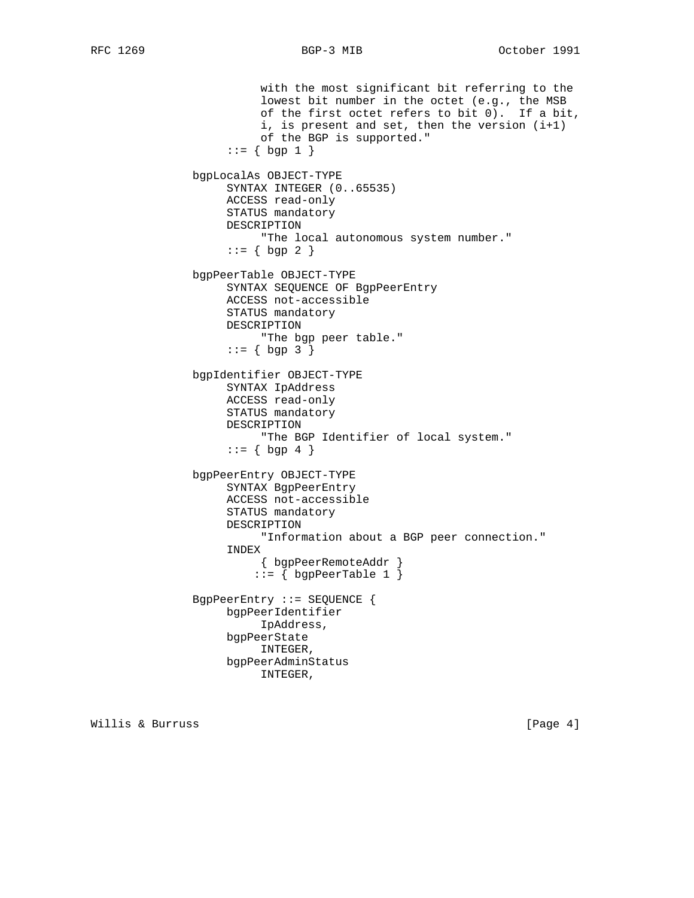```
                    with the most significant bit referring to the
                    lowest bit number in the octet (e.g., the MSB
                    of the first octet refers to bit 0).  If a bit,
                    i, is present and set, then the version (i+1)
                    of the BGP is supported."
               ::= { bgp 1 }

          bgpLocalAs OBJECT-TYPE
               SYNTAX INTEGER (0..65535)
               ACCESS read-only
               STATUS mandatory
               DESCRIPTION
                    "The local autonomous system number."
               ::= { bgp 2 }

          bgpPeerTable OBJECT-TYPE
               SYNTAX SEQUENCE OF BgpPeerEntry
               ACCESS not-accessible
               STATUS mandatory
               DESCRIPTION
                    "The bgp peer table."
               ::= { bgp 3 }

          bgpIdentifier OBJECT-TYPE
               SYNTAX IpAddress
               ACCESS read-only
               STATUS mandatory
               DESCRIPTION
                    "The BGP Identifier of local system."
               ::= { bgp 4 }

          bgpPeerEntry OBJECT-TYPE
               SYNTAX BgpPeerEntry
               ACCESS not-accessible
               STATUS mandatory
               DESCRIPTION
                    "Information about a BGP peer connection."
               INDEX
                    { bgpPeerRemoteAddr }
                   ::= { bgpPeerTable 1 }

          BgpPeerEntry ::= SEQUENCE {
               bgpPeerIdentifier
                    IpAddress,
               bgpPeerState
                    INTEGER,
               bgpPeerAdminStatus
                    INTEGER,
```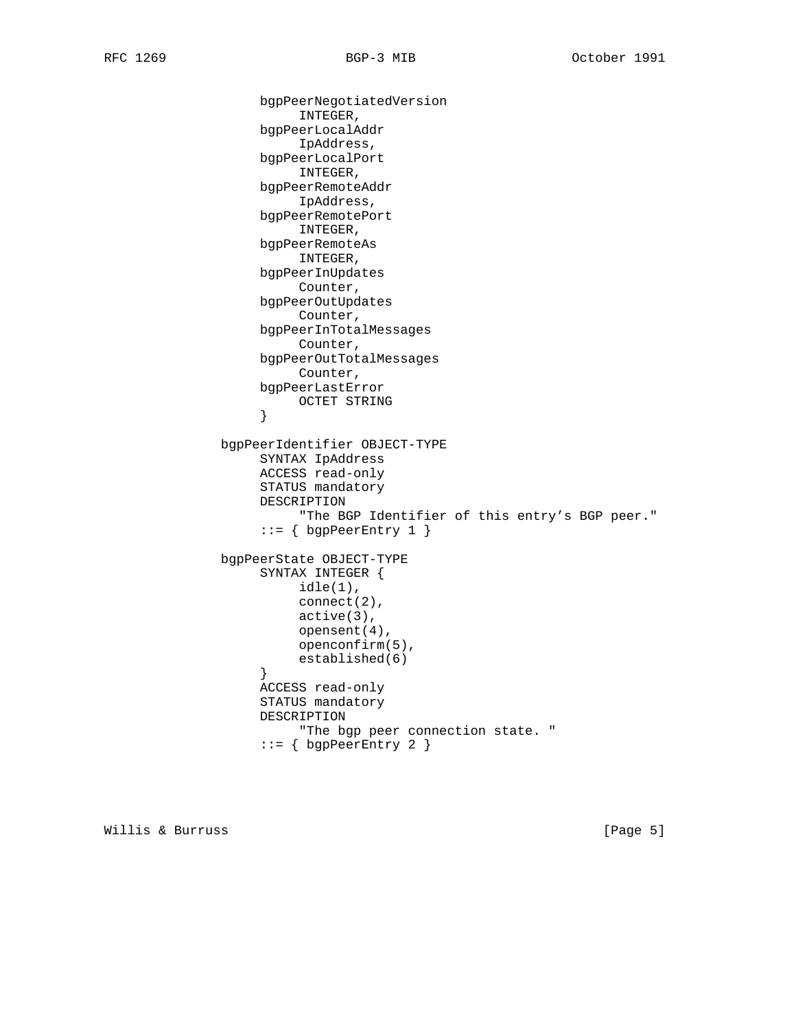```
                  bgpPeerNegotiatedVersion
                      INTEGER,
                  bgpPeerLocalAddr
                      IpAddress,
                  bgpPeerLocalPort
                      INTEGER,
                  bgpPeerRemoteAddr
                      IpAddress,
                  bgpPeerRemotePort
                      INTEGER,
                  bgpPeerRemoteAs
                      INTEGER,
                  bgpPeerInUpdates
                      Counter,
                  bgpPeerOutUpdates
                      Counter,
                  bgpPeerInTotalMessages
                      Counter,
                  bgpPeerOutTotalMessages
                      Counter,
                  bgpPeerLastError
                      OCTET STRING
                  }

             bgpPeerIdentifier OBJECT-TYPE
                  SYNTAX IpAddress
                  ACCESS read-only
                  STATUS mandatory
                  DESCRIPTION
                      "The BGP Identifier of this entry's BGP peer."
                  ::= { bgpPeerEntry 1 }

             bgpPeerState OBJECT-TYPE
                  SYNTAX INTEGER {
                      idle(1),
                      connect(2),
                      active(3),
                      opensent(4),
                      openconfirm(5),
                      established(6)
                  }
                  ACCESS read-only
                  STATUS mandatory
                  DESCRIPTION
                      "The bgp peer connection state. "
                  ::= { bgpPeerEntry 2 }
```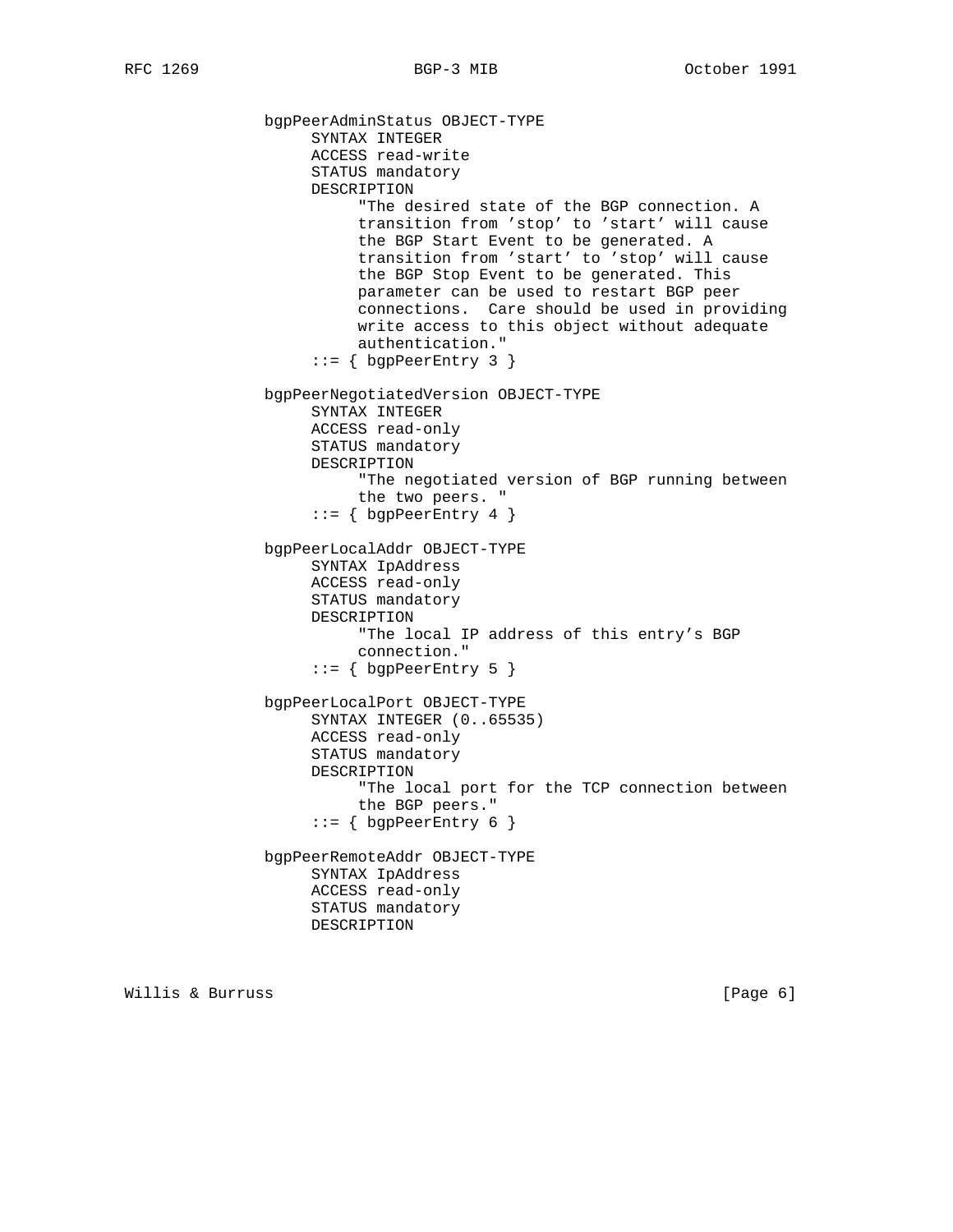```
bgpPeerAdminStatus OBJECT-TYPE
     SYNTAX INTEGER
     ACCESS read-write
     STATUS mandatory
     DESCRIPTION
          "The desired state of the BGP connection. A
          transition from 'stop' to 'start' will cause
          the BGP Start Event to be generated. A
          transition from 'start' to 'stop' will cause
          the BGP Stop Event to be generated. This
          parameter can be used to restart BGP peer
          connections.  Care should be used in providing
          write access to this object without adequate
          authentication."
     ::= { bgpPeerEntry 3 }

bgpPeerNegotiatedVersion OBJECT-TYPE
     SYNTAX INTEGER
     ACCESS read-only
     STATUS mandatory
     DESCRIPTION
          "The negotiated version of BGP running between
          the two peers. "
     ::= { bgpPeerEntry 4 }

bgpPeerLocalAddr OBJECT-TYPE
     SYNTAX IpAddress
     ACCESS read-only
     STATUS mandatory
     DESCRIPTION
          "The local IP address of this entry's BGP
          connection."
     ::= { bgpPeerEntry 5 }

bgpPeerLocalPort OBJECT-TYPE
     SYNTAX INTEGER (0..65535)
     ACCESS read-only
     STATUS mandatory
     DESCRIPTION
          "The local port for the TCP connection between
          the BGP peers."
     ::= { bgpPeerEntry 6 }

bgpPeerRemoteAddr OBJECT-TYPE
     SYNTAX IpAddress
     ACCESS read-only
     STATUS mandatory
     DESCRIPTION
```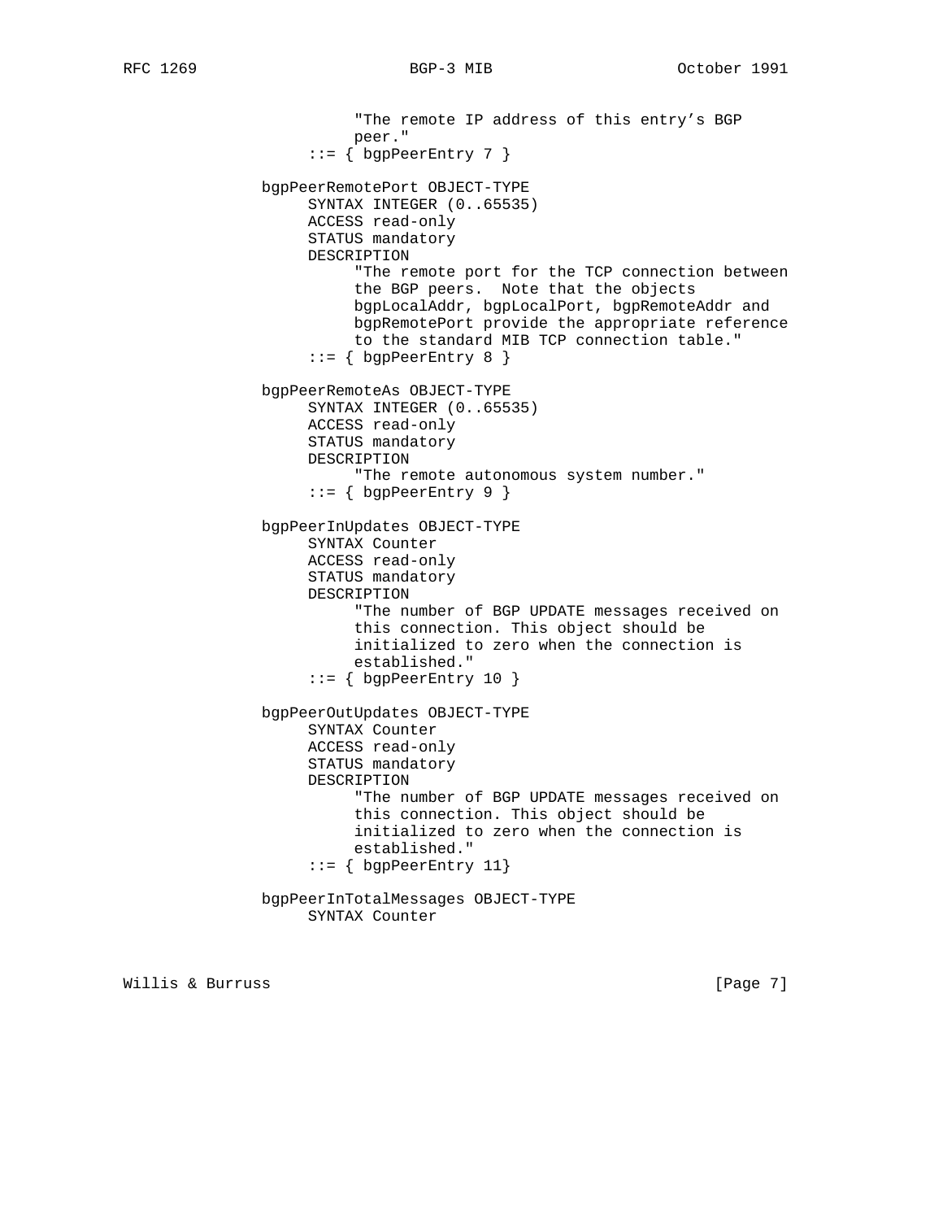```
                      "The remote IP address of this entry's BGP
                      peer."
                 ::= { bgpPeerEntry 7 }

            bgpPeerRemotePort OBJECT-TYPE
                 SYNTAX INTEGER (0..65535)
                 ACCESS read-only
                 STATUS mandatory
                 DESCRIPTION
                      "The remote port for the TCP connection between
                      the BGP peers.  Note that the objects
                      bgpLocalAddr, bgpLocalPort, bgpRemoteAddr and
                      bgpRemotePort provide the appropriate reference
                      to the standard MIB TCP connection table."
                 ::= { bgpPeerEntry 8 }

            bgpPeerRemoteAs OBJECT-TYPE
                 SYNTAX INTEGER (0..65535)
                 ACCESS read-only
                 STATUS mandatory
                 DESCRIPTION
                      "The remote autonomous system number."
                 ::= { bgpPeerEntry 9 }

            bgpPeerInUpdates OBJECT-TYPE
                 SYNTAX Counter
                 ACCESS read-only
                 STATUS mandatory
                 DESCRIPTION
                      "The number of BGP UPDATE messages received on
                      this connection. This object should be
                      initialized to zero when the connection is
                      established."
                 ::= { bgpPeerEntry 10 }

            bgpPeerOutUpdates OBJECT-TYPE
                 SYNTAX Counter
                 ACCESS read-only
                 STATUS mandatory
                 DESCRIPTION
                      "The number of BGP UPDATE messages received on
                      this connection. This object should be
                      initialized to zero when the connection is
                      established."
                 ::= { bgpPeerEntry 11}

            bgpPeerInTotalMessages OBJECT-TYPE
                 SYNTAX Counter
```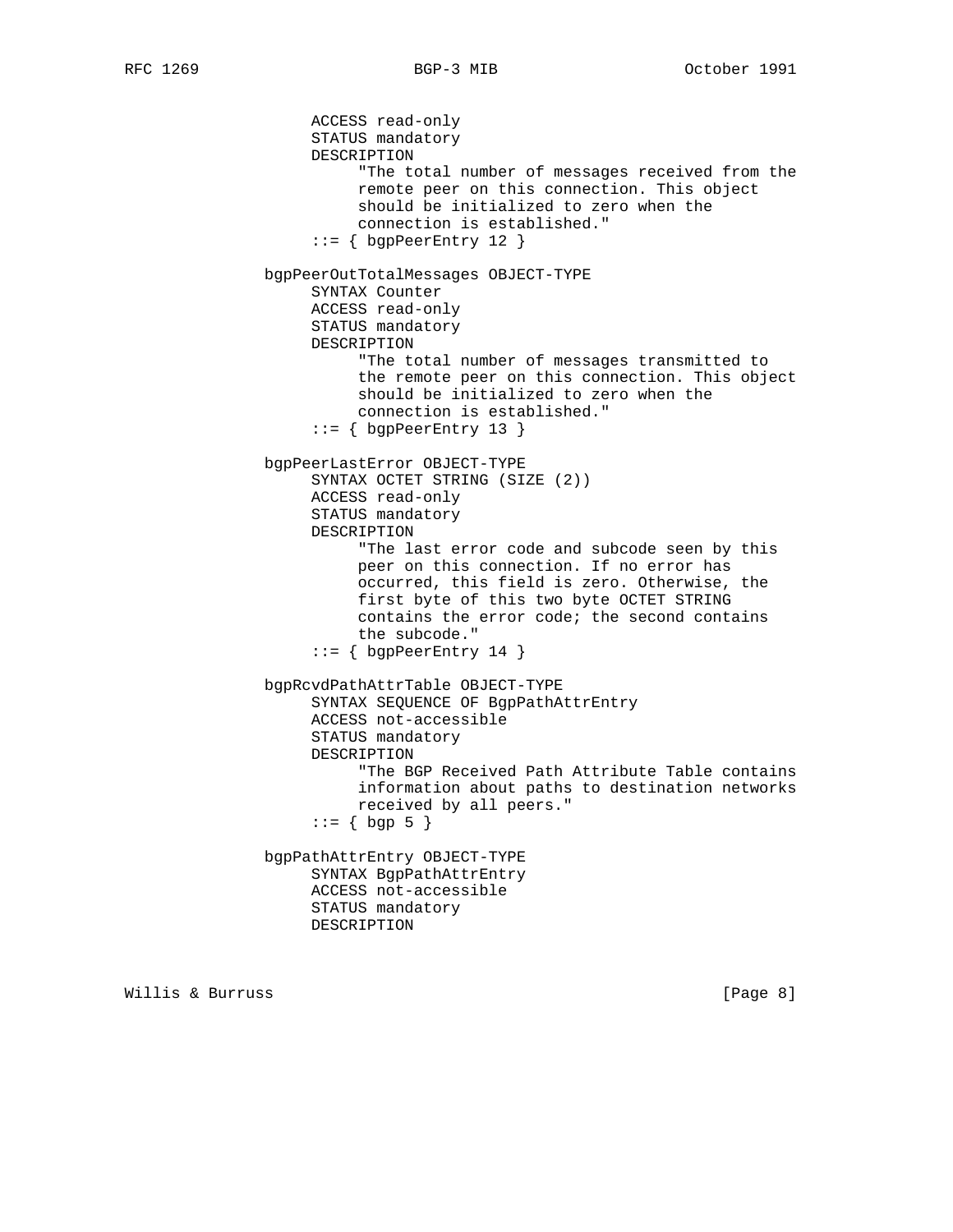```
          ACCESS read-only
          STATUS mandatory
          DESCRIPTION
               "The total number of messages received from the
               remote peer on this connection. This object
               should be initialized to zero when the
               connection is established."
          ::= { bgpPeerEntry 12 }

     bgpPeerOutTotalMessages OBJECT-TYPE
          SYNTAX Counter
          ACCESS read-only
          STATUS mandatory
          DESCRIPTION
               "The total number of messages transmitted to
               the remote peer on this connection. This object
               should be initialized to zero when the
               connection is established."
          ::= { bgpPeerEntry 13 }

     bgpPeerLastError OBJECT-TYPE
          SYNTAX OCTET STRING (SIZE (2))
          ACCESS read-only
          STATUS mandatory
          DESCRIPTION
               "The last error code and subcode seen by this
               peer on this connection. If no error has
               occurred, this field is zero. Otherwise, the
               first byte of this two byte OCTET STRING
               contains the error code; the second contains
               the subcode."
          ::= { bgpPeerEntry 14 }

     bgpRcvdPathAttrTable OBJECT-TYPE
          SYNTAX SEQUENCE OF BgpPathAttrEntry
          ACCESS not-accessible
          STATUS mandatory
          DESCRIPTION
               "The BGP Received Path Attribute Table contains
               information about paths to destination networks
               received by all peers."
          ::= { bgp 5 }

     bgpPathAttrEntry OBJECT-TYPE
          SYNTAX BgpPathAttrEntry
          ACCESS not-accessible
          STATUS mandatory
          DESCRIPTION
```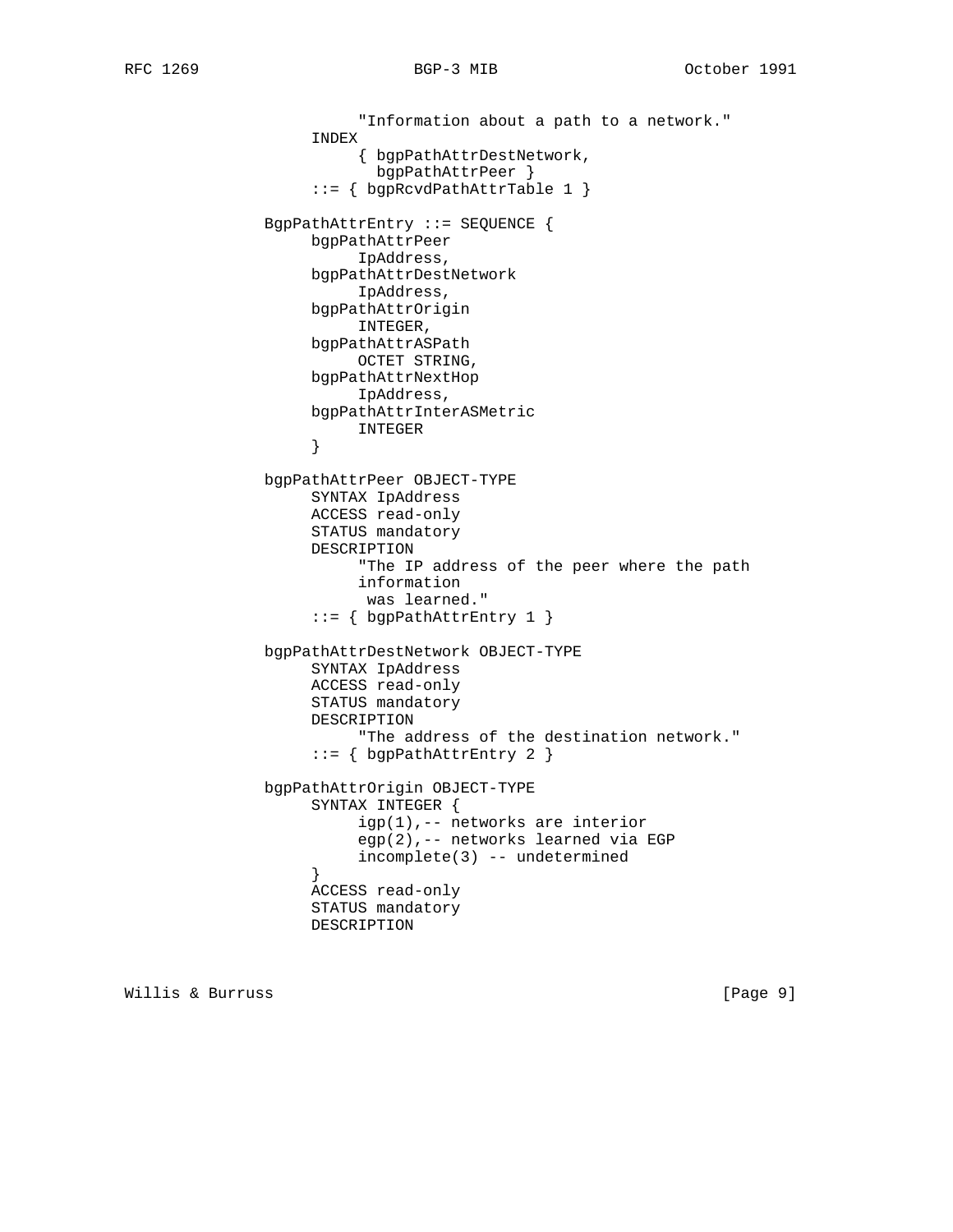```
                    "Information about a path to a network."
               INDEX
                    { bgpPathAttrDestNetwork,
                      bgpPathAttrPeer }
               ::= { bgpRcvdPathAttrTable 1 }

          BgpPathAttrEntry ::= SEQUENCE {
               bgpPathAttrPeer
                    IpAddress,
               bgpPathAttrDestNetwork
                    IpAddress,
               bgpPathAttrOrigin
                    INTEGER,
               bgpPathAttrASPath
                    OCTET STRING,
               bgpPathAttrNextHop
                    IpAddress,
               bgpPathAttrInterASMetric
                    INTEGER
               }

          bgpPathAttrPeer OBJECT-TYPE
               SYNTAX IpAddress
               ACCESS read-only
               STATUS mandatory
               DESCRIPTION
                    "The IP address of the peer where the path
                    information
                     was learned."
               ::= { bgpPathAttrEntry 1 }

          bgpPathAttrDestNetwork OBJECT-TYPE
               SYNTAX IpAddress
               ACCESS read-only
               STATUS mandatory
               DESCRIPTION
                    "The address of the destination network."
               ::= { bgpPathAttrEntry 2 }

          bgpPathAttrOrigin OBJECT-TYPE
               SYNTAX INTEGER {
                    igp(1),-- networks are interior
                    egp(2),-- networks learned via EGP
                    incomplete(3) -- undetermined
               }
               ACCESS read-only
               STATUS mandatory
               DESCRIPTION
```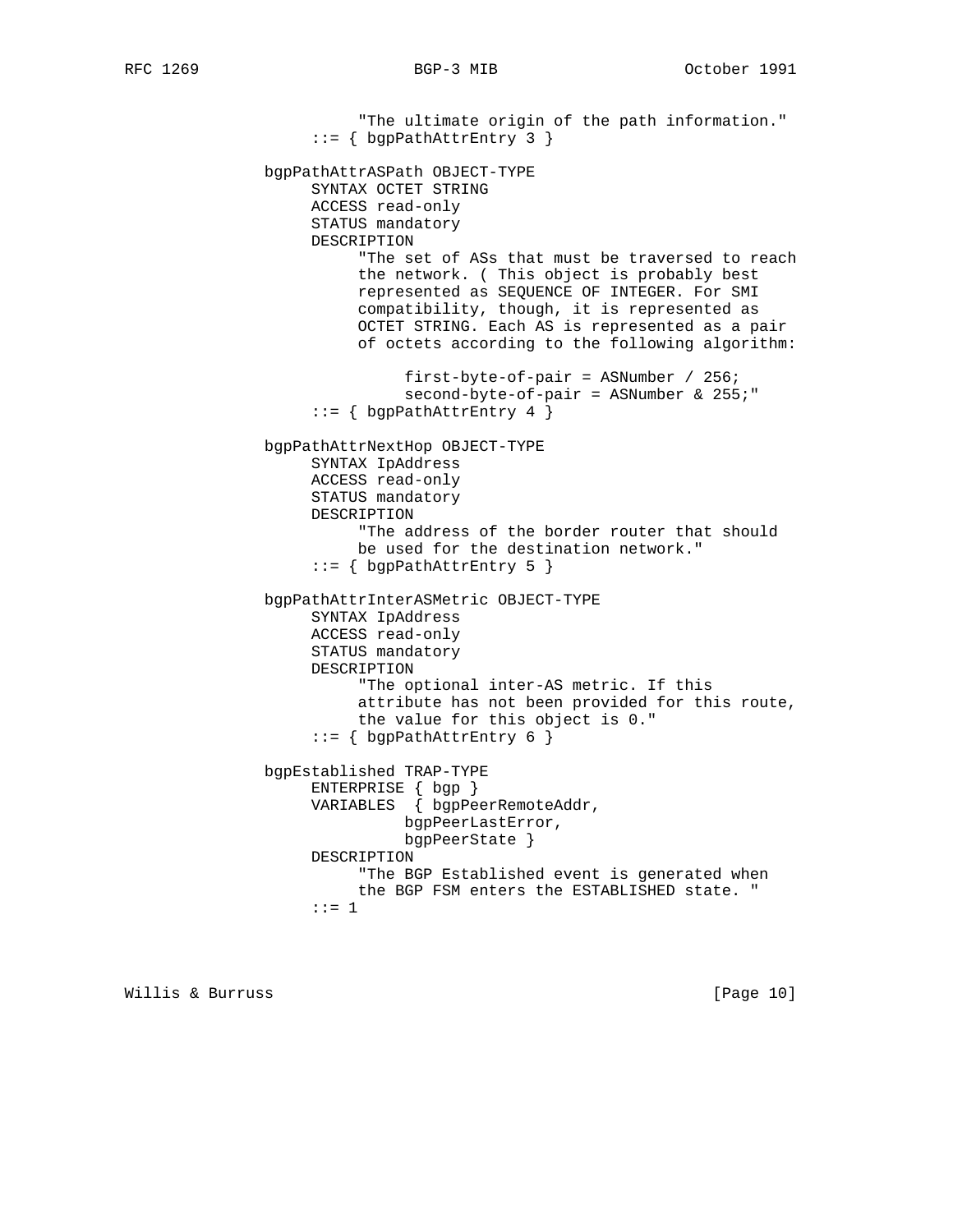```
                    "The ultimate origin of the path information."
               ::= { bgpPathAttrEntry 3 }

          bgpPathAttrASPath OBJECT-TYPE
               SYNTAX OCTET STRING
               ACCESS read-only
               STATUS mandatory
               DESCRIPTION
                    "The set of ASs that must be traversed to reach
                    the network. ( This object is probably best
                    represented as SEQUENCE OF INTEGER. For SMI
                    compatibility, though, it is represented as
                    OCTET STRING. Each AS is represented as a pair
                    of octets according to the following algorithm:

                         first-byte-of-pair = ASNumber / 256;
                         second-byte-of-pair = ASNumber & 255;"
               ::= { bgpPathAttrEntry 4 }

          bgpPathAttrNextHop OBJECT-TYPE
               SYNTAX IpAddress
               ACCESS read-only
               STATUS mandatory
               DESCRIPTION
                    "The address of the border router that should
                    be used for the destination network."
               ::= { bgpPathAttrEntry 5 }

          bgpPathAttrInterASMetric OBJECT-TYPE
               SYNTAX IpAddress
               ACCESS read-only
               STATUS mandatory
               DESCRIPTION
                    "The optional inter-AS metric. If this
                    attribute has not been provided for this route,
                    the value for this object is 0."
               ::= { bgpPathAttrEntry 6 }

          bgpEstablished TRAP-TYPE
               ENTERPRISE { bgp }
               VARIABLES  { bgpPeerRemoteAddr,
                         bgpPeerLastError,
                         bgpPeerState }
               DESCRIPTION
                    "The BGP Established event is generated when
                    the BGP FSM enters the ESTABLISHED state. "
               ::= 1
```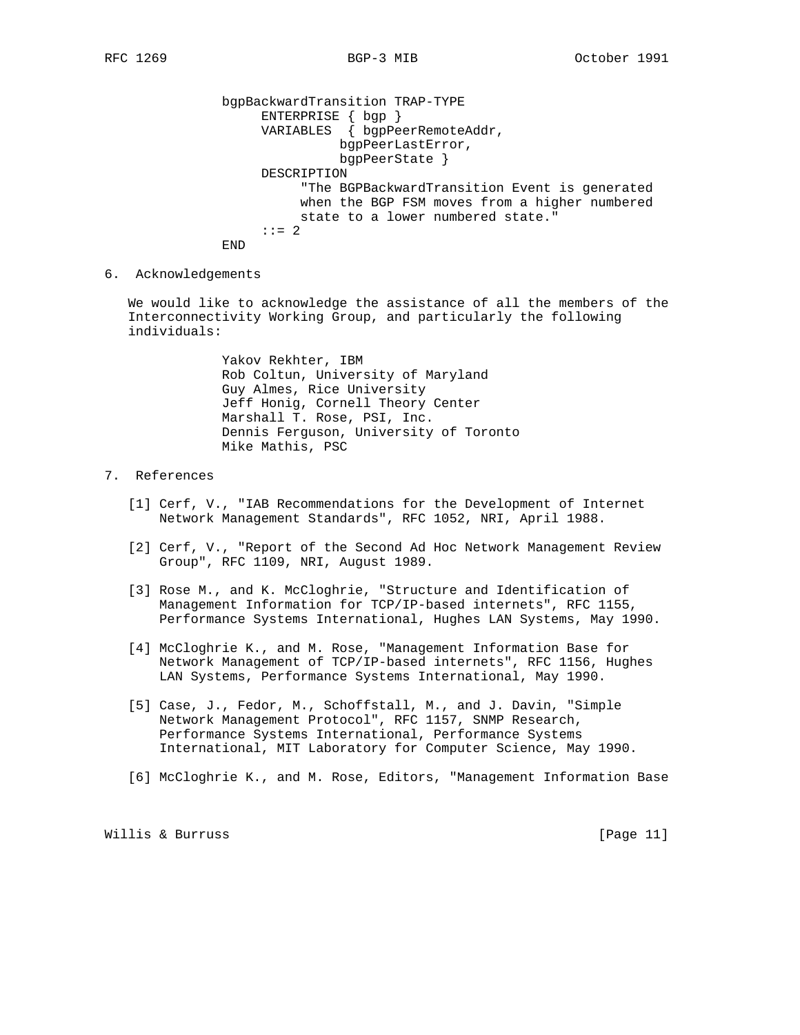```
bgpBackwardTransition TRAP-TYPE
     ENTERPRISE { bgp }
     VARIABLES  { bgpPeerRemoteAddr,
                  bgpPeerLastError,
                  bgpPeerState }
     DESCRIPTION
          "The BGPBackwardTransition Event is generated
          when the BGP FSM moves from a higher numbered
          state to a lower numbered state."
     ::= 2
END
```

## 6. Acknowledgements

We would like to acknowledge the assistance of all the members of the Interconnectivity Working Group, and particularly the following individuals:

Yakov Rekhter, IBM
Rob Coltun, University of Maryland
Guy Almes, Rice University
Jeff Honig, Cornell Theory Center
Marshall T. Rose, PSI, Inc.
Dennis Ferguson, University of Toronto
Mike Mathis, PSC

## 7. References

[1] Cerf, V., "IAB Recommendations for the Development of Internet Network Management Standards", RFC 1052, NRI, April 1988.

[2] Cerf, V., "Report of the Second Ad Hoc Network Management Review Group", RFC 1109, NRI, August 1989.

[3] Rose M., and K. McCloghrie, "Structure and Identification of Management Information for TCP/IP-based internets", RFC 1155, Performance Systems International, Hughes LAN Systems, May 1990.

[4] McCloghrie K., and M. Rose, "Management Information Base for Network Management of TCP/IP-based internets", RFC 1156, Hughes LAN Systems, Performance Systems International, May 1990.

[5] Case, J., Fedor, M., Schoffstall, M., and J. Davin, "Simple Network Management Protocol", RFC 1157, SNMP Research, Performance Systems International, Performance Systems International, MIT Laboratory for Computer Science, May 1990.

[6] McCloghrie K., and M. Rose, Editors, "Management Information Base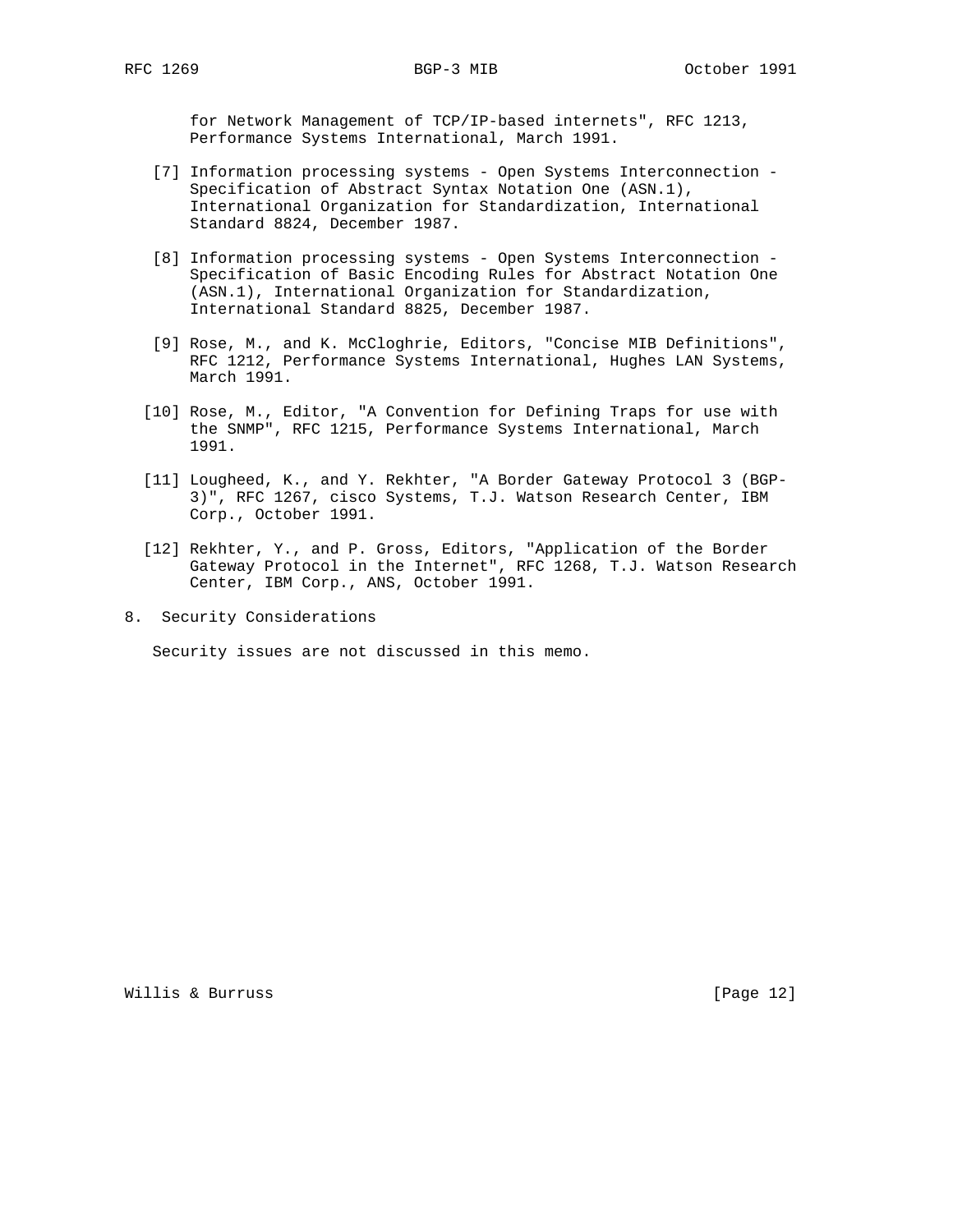for Network Management of TCP/IP-based internets", RFC 1213, Performance Systems International, March 1991.

[7] Information processing systems - Open Systems Interconnection - Specification of Abstract Syntax Notation One (ASN.1), International Organization for Standardization, International Standard 8824, December 1987.

[8] Information processing systems - Open Systems Interconnection - Specification of Basic Encoding Rules for Abstract Notation One (ASN.1), International Organization for Standardization, International Standard 8825, December 1987.

[9] Rose, M., and K. McCloghrie, Editors, "Concise MIB Definitions", RFC 1212, Performance Systems International, Hughes LAN Systems, March 1991.

[10] Rose, M., Editor, "A Convention for Defining Traps for use with the SNMP", RFC 1215, Performance Systems International, March 1991.

[11] Lougheed, K., and Y. Rekhter, "A Border Gateway Protocol 3 (BGP-3)", RFC 1267, cisco Systems, T.J. Watson Research Center, IBM Corp., October 1991.

[12] Rekhter, Y., and P. Gross, Editors, "Application of the Border Gateway Protocol in the Internet", RFC 1268, T.J. Watson Research Center, IBM Corp., ANS, October 1991.

## 8. Security Considerations

Security issues are not discussed in this memo.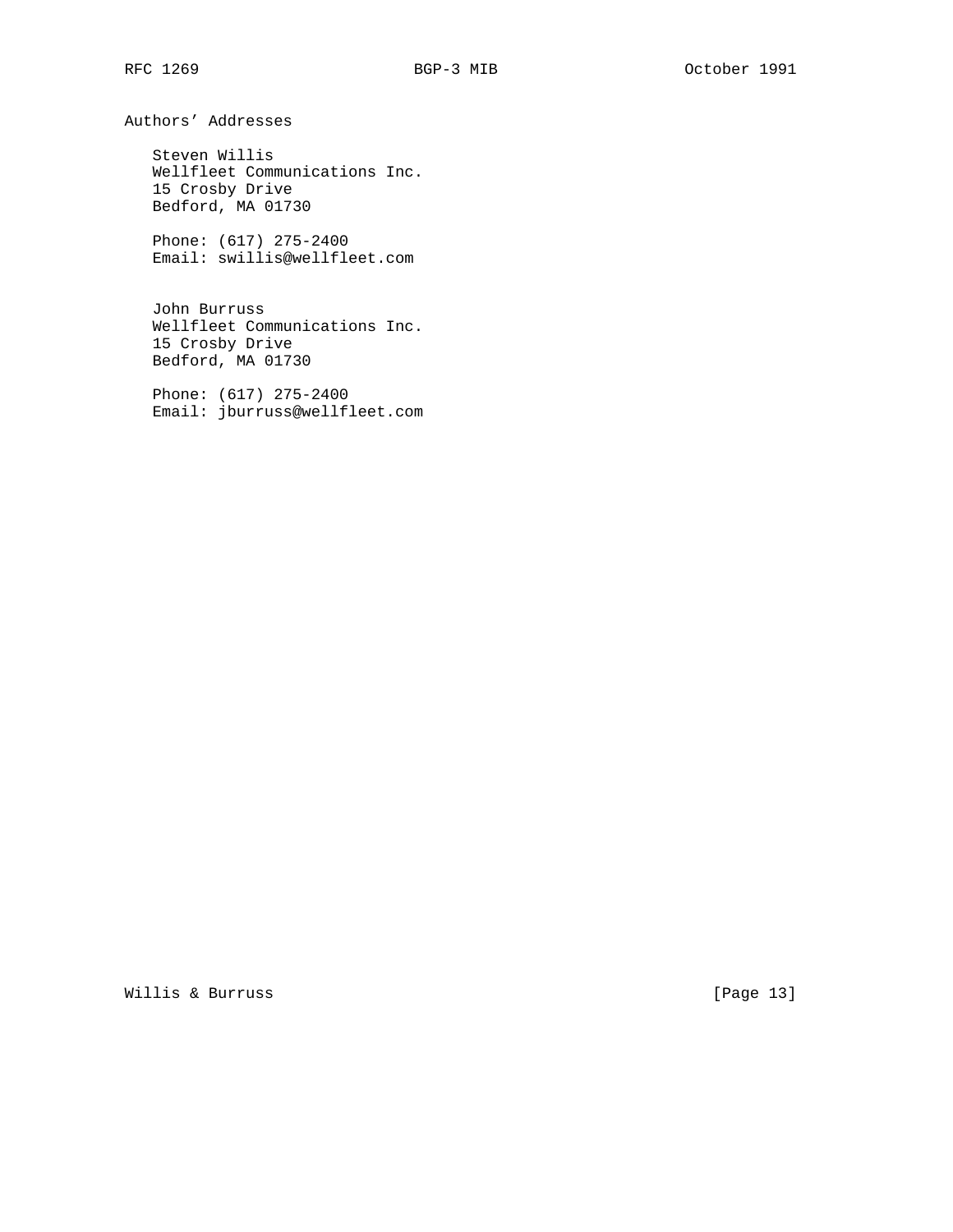## Authors' Addresses

Steven Willis
Wellfleet Communications Inc.
15 Crosby Drive
Bedford, MA 01730

Phone: (617) 275-2400
Email: swillis@wellfleet.com

John Burruss
Wellfleet Communications Inc.
15 Crosby Drive
Bedford, MA 01730

Phone: (617) 275-2400
Email: jburruss@wellfleet.com